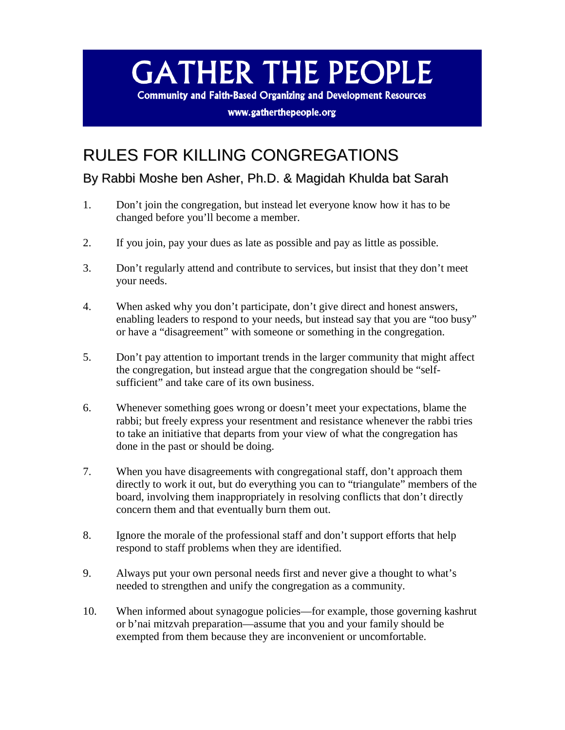# GATHER THE PEOPLE

**Community and Faith-Based Organizing and Development Resources**

**www.gatherthepeople.org**

## RULES FOR KILLING CONGREGATIONS

### By Rabbi Moshe ben Asher, Ph.D. & Magidah Khulda bat Sarah

1. Don't join the congregation, but instead let everyone know how it has to be changed before you'll become a member.

2. If you join, pay your dues as late as possible and pay as little as possible.

3. Don't regularly attend and contribute to services, but insist that they don't meet your needs.

4. When asked why you don't participate, don't give direct and honest answers, enabling leaders to respond to your needs, but instead say that you are "too busy" or have a "disagreement" with someone or something in the congregation.

5. Don't pay attention to important trends in the larger community that might affect the congregation, but instead argue that the congregation should be "self-sufficient" and take care of its own business.

6. Whenever something goes wrong or doesn't meet your expectations, blame the rabbi; but freely express your resentment and resistance whenever the rabbi tries to take an initiative that departs from your view of what the congregation has done in the past or should be doing.

7. When you have disagreements with congregational staff, don't approach them directly to work it out, but do everything you can to "triangulate" members of the board, involving them inappropriately in resolving conflicts that don't directly concern them and that eventually burn them out.

8. Ignore the morale of the professional staff and don't support efforts that help respond to staff problems when they are identified.

9. Always put your own personal needs first and never give a thought to what's needed to strengthen and unify the congregation as a community.

10. When informed about synagogue policies—for example, those governing kashrut or b'nai mitzvah preparation—assume that you and your family should be exempted from them because they are inconvenient or uncomfortable.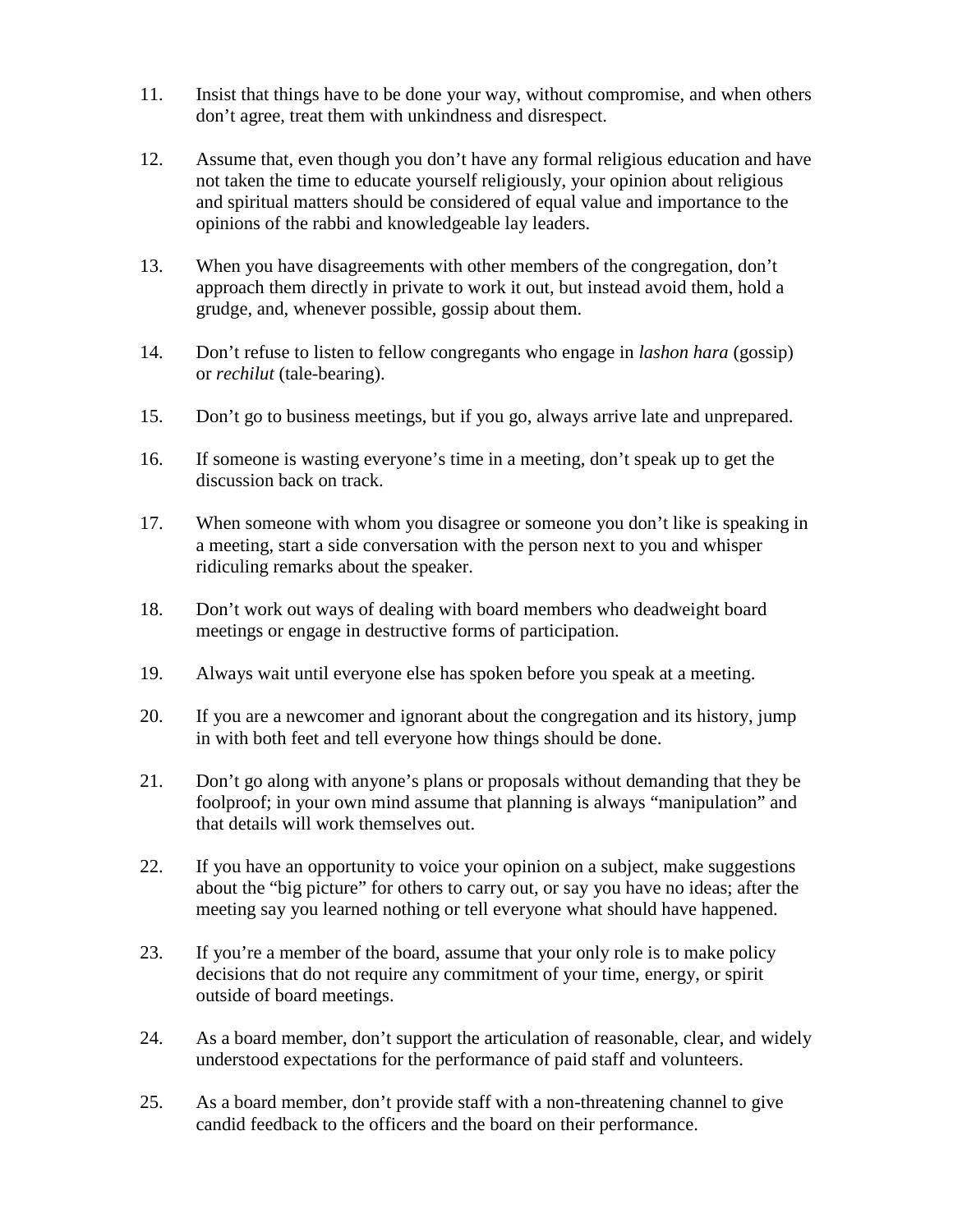11. Insist that things have to be done your way, without compromise, and when others don't agree, treat them with unkindness and disrespect.

12. Assume that, even though you don't have any formal religious education and have not taken the time to educate yourself religiously, your opinion about religious and spiritual matters should be considered of equal value and importance to the opinions of the rabbi and knowledgeable lay leaders.

13. When you have disagreements with other members of the congregation, don't approach them directly in private to work it out, but instead avoid them, hold a grudge, and, whenever possible, gossip about them.

14. Don't refuse to listen to fellow congregants who engage in *lashon hara* (gossip) or *rechilut* (tale-bearing).

15. Don't go to business meetings, but if you go, always arrive late and unprepared.

16. If someone is wasting everyone's time in a meeting, don't speak up to get the discussion back on track.

17. When someone with whom you disagree or someone you don't like is speaking in a meeting, start a side conversation with the person next to you and whisper ridiculing remarks about the speaker.

18. Don't work out ways of dealing with board members who deadweight board meetings or engage in destructive forms of participation.

19. Always wait until everyone else has spoken before you speak at a meeting.

20. If you are a newcomer and ignorant about the congregation and its history, jump in with both feet and tell everyone how things should be done.

21. Don't go along with anyone's plans or proposals without demanding that they be foolproof; in your own mind assume that planning is always "manipulation" and that details will work themselves out.

22. If you have an opportunity to voice your opinion on a subject, make suggestions about the "big picture" for others to carry out, or say you have no ideas; after the meeting say you learned nothing or tell everyone what should have happened.

23. If you're a member of the board, assume that your only role is to make policy decisions that do not require any commitment of your time, energy, or spirit outside of board meetings.

24. As a board member, don't support the articulation of reasonable, clear, and widely understood expectations for the performance of paid staff and volunteers.

25. As a board member, don't provide staff with a non-threatening channel to give candid feedback to the officers and the board on their performance.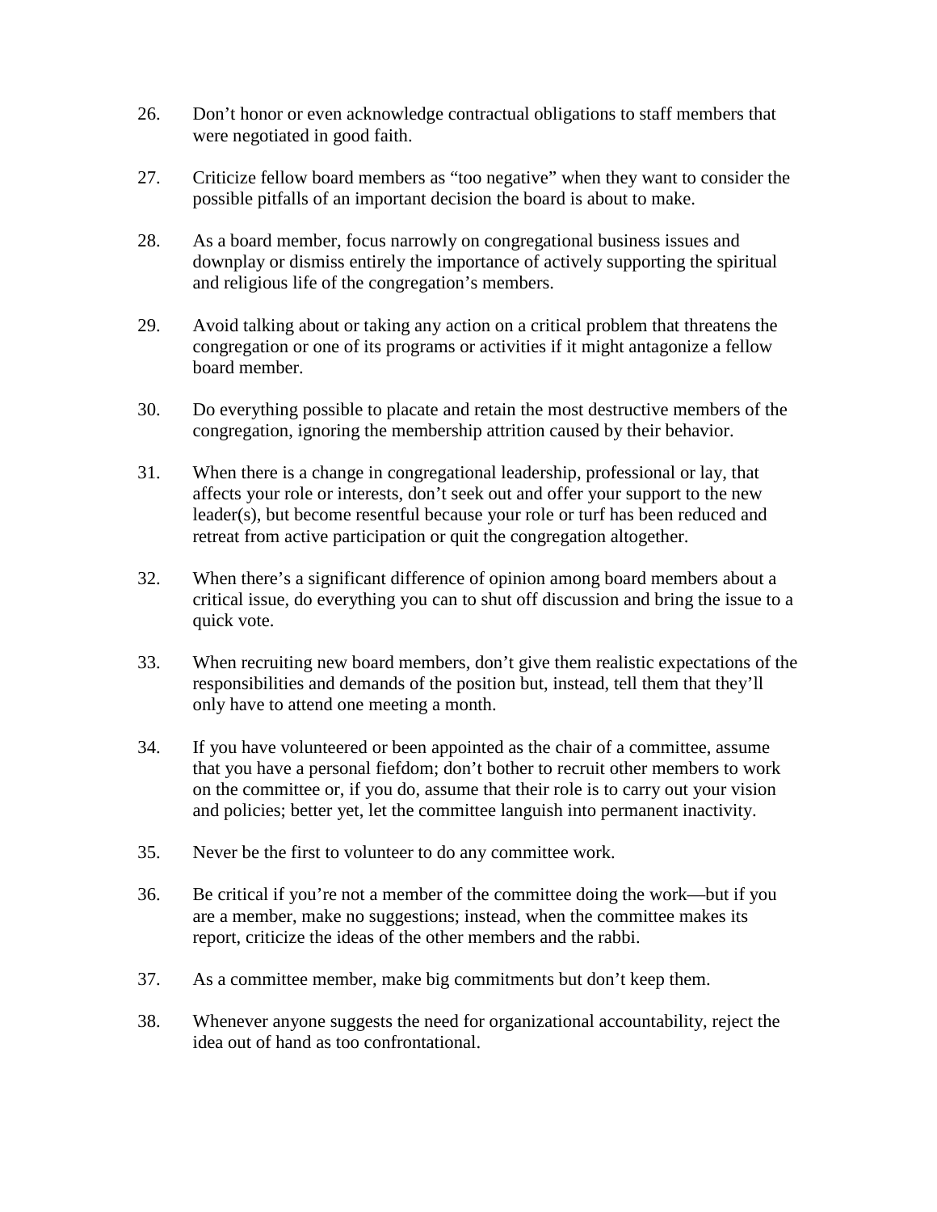26. Don't honor or even acknowledge contractual obligations to staff members that were negotiated in good faith.

27. Criticize fellow board members as "too negative" when they want to consider the possible pitfalls of an important decision the board is about to make.

28. As a board member, focus narrowly on congregational business issues and downplay or dismiss entirely the importance of actively supporting the spiritual and religious life of the congregation's members.

29. Avoid talking about or taking any action on a critical problem that threatens the congregation or one of its programs or activities if it might antagonize a fellow board member.

30. Do everything possible to placate and retain the most destructive members of the congregation, ignoring the membership attrition caused by their behavior.

31. When there is a change in congregational leadership, professional or lay, that affects your role or interests, don't seek out and offer your support to the new leader(s), but become resentful because your role or turf has been reduced and retreat from active participation or quit the congregation altogether.

32. When there's a significant difference of opinion among board members about a critical issue, do everything you can to shut off discussion and bring the issue to a quick vote.

33. When recruiting new board members, don't give them realistic expectations of the responsibilities and demands of the position but, instead, tell them that they'll only have to attend one meeting a month.

34. If you have volunteered or been appointed as the chair of a committee, assume that you have a personal fiefdom; don't bother to recruit other members to work on the committee or, if you do, assume that their role is to carry out your vision and policies; better yet, let the committee languish into permanent inactivity.

35. Never be the first to volunteer to do any committee work.

36. Be critical if you're not a member of the committee doing the work—but if you are a member, make no suggestions; instead, when the committee makes its report, criticize the ideas of the other members and the rabbi.

37. As a committee member, make big commitments but don't keep them.

38. Whenever anyone suggests the need for organizational accountability, reject the idea out of hand as too confrontational.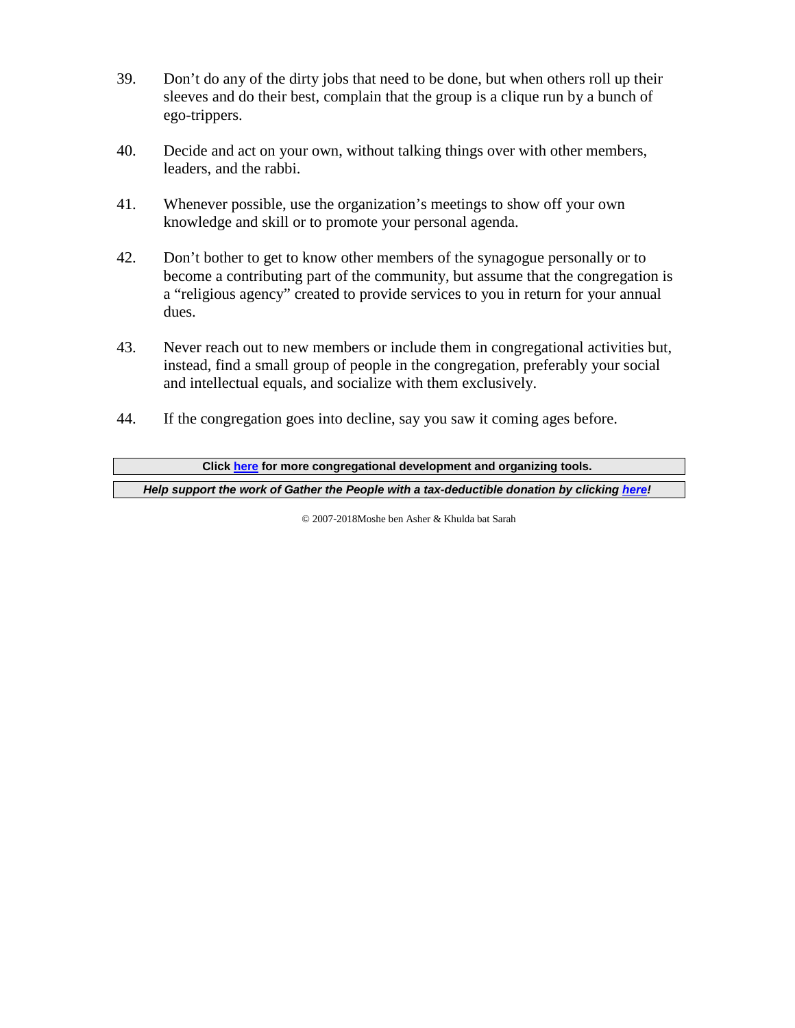39. Don't do any of the dirty jobs that need to be done, but when others roll up their sleeves and do their best, complain that the group is a clique run by a bunch of ego-trippers.

40. Decide and act on your own, without talking things over with other members, leaders, and the rabbi.

41. Whenever possible, use the organization's meetings to show off your own knowledge and skill or to promote your personal agenda.

42. Don't bother to get to know other members of the synagogue personally or to become a contributing part of the community, but assume that the congregation is a "religious agency" created to provide services to you in return for your annual dues.

43. Never reach out to new members or include them in congregational activities but, instead, find a small group of people in the congregation, preferably your social and intellectual equals, and socialize with them exclusively.

44. If the congregation goes into decline, say you saw it coming ages before.

**Click here for more congregational development and organizing tools.**

***Help support the work of Gather the People with a tax-deductible donation by clicking here!***

© 2007-2018Moshe ben Asher & Khulda bat Sarah